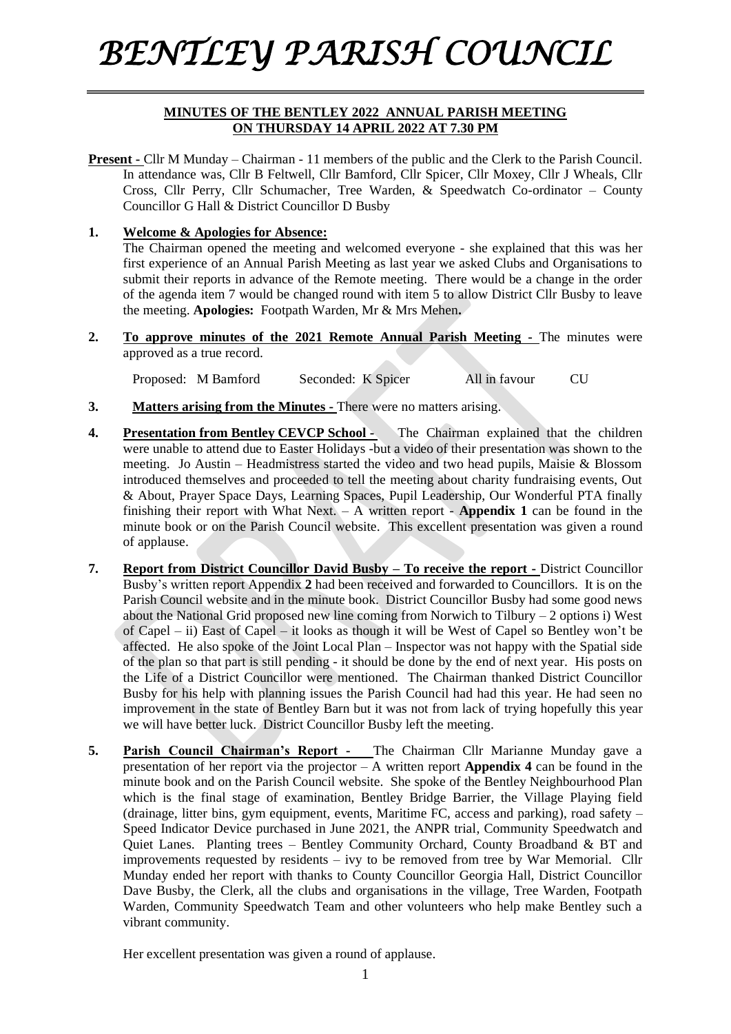# *BENTLEY PARISH COUNCIL*

**MINUTES OF THE BENTLEY 2022 ANNUAL PARISH MEETING ON THURSDAY 14 APRIL 2022 AT 7.30 PM**

**Present** - Cllr M Munday – Chairman - 11 members of the public and the Clerk to the Parish Council. In attendance was, Cllr B Feltwell, Cllr Bamford, Cllr Spicer, Cllr Moxey, Cllr J Wheals, Cllr Cross, Cllr Perry, Cllr Schumacher, Tree Warden, & Speedwatch Co-ordinator – County Councillor G Hall & District Councillor D Busby

**1. Welcome & Apologies for Absence:**

The Chairman opened the meeting and welcomed everyone - she explained that this was her first experience of an Annual Parish Meeting as last year we asked Clubs and Organisations to submit their reports in advance of the Remote meeting. There would be a change in the order of the agenda item 7 would be changed round with item 5 to allow District Cllr Busby to leave the meeting. **Apologies:** Footpath Warden, Mr & Mrs Mehen**.**

**2. To approve minutes of the 2021 Remote Annual Parish Meeting -** The minutes were approved as a true record.

Proposed: M Bamford    Seconded: K Spicer    All in favour    CU

**3. Matters arising from the Minutes -** There were no matters arising.

**4. Presentation from Bentley CEVCP School -** The Chairman explained that the children were unable to attend due to Easter Holidays -but a video of their presentation was shown to the meeting. Jo Austin – Headmistress started the video and two head pupils, Maisie & Blossom introduced themselves and proceeded to tell the meeting about charity fundraising events, Out & About, Prayer Space Days, Learning Spaces, Pupil Leadership, Our Wonderful PTA finally finishing their report with What Next. – A written report - **Appendix 1** can be found in the minute book or on the Parish Council website. This excellent presentation was given a round of applause.

**7. Report from District Councillor David Busby – To receive the report -** District Councillor Busby's written report Appendix **2** had been received and forwarded to Councillors. It is on the Parish Council website and in the minute book. District Councillor Busby had some good news about the National Grid proposed new line coming from Norwich to Tilbury – 2 options i) West of Capel – ii) East of Capel – it looks as though it will be West of Capel so Bentley won't be affected. He also spoke of the Joint Local Plan – Inspector was not happy with the Spatial side of the plan so that part is still pending - it should be done by the end of next year. His posts on the Life of a District Councillor were mentioned. The Chairman thanked District Councillor Busby for his help with planning issues the Parish Council had had this year. He had seen no improvement in the state of Bentley Barn but it was not from lack of trying hopefully this year we will have better luck. District Councillor Busby left the meeting.

**5. Parish Council Chairman's Report -** The Chairman Cllr Marianne Munday gave a presentation of her report via the projector – A written report **Appendix 4** can be found in the minute book and on the Parish Council website. She spoke of the Bentley Neighbourhood Plan which is the final stage of examination, Bentley Bridge Barrier, the Village Playing field (drainage, litter bins, gym equipment, events, Maritime FC, access and parking), road safety – Speed Indicator Device purchased in June 2021, the ANPR trial, Community Speedwatch and Quiet Lanes. Planting trees – Bentley Community Orchard, County Broadband & BT and improvements requested by residents – ivy to be removed from tree by War Memorial. Cllr Munday ended her report with thanks to County Councillor Georgia Hall, District Councillor Dave Busby, the Clerk, all the clubs and organisations in the village, Tree Warden, Footpath Warden, Community Speedwatch Team and other volunteers who help make Bentley such a vibrant community.

Her excellent presentation was given a round of applause.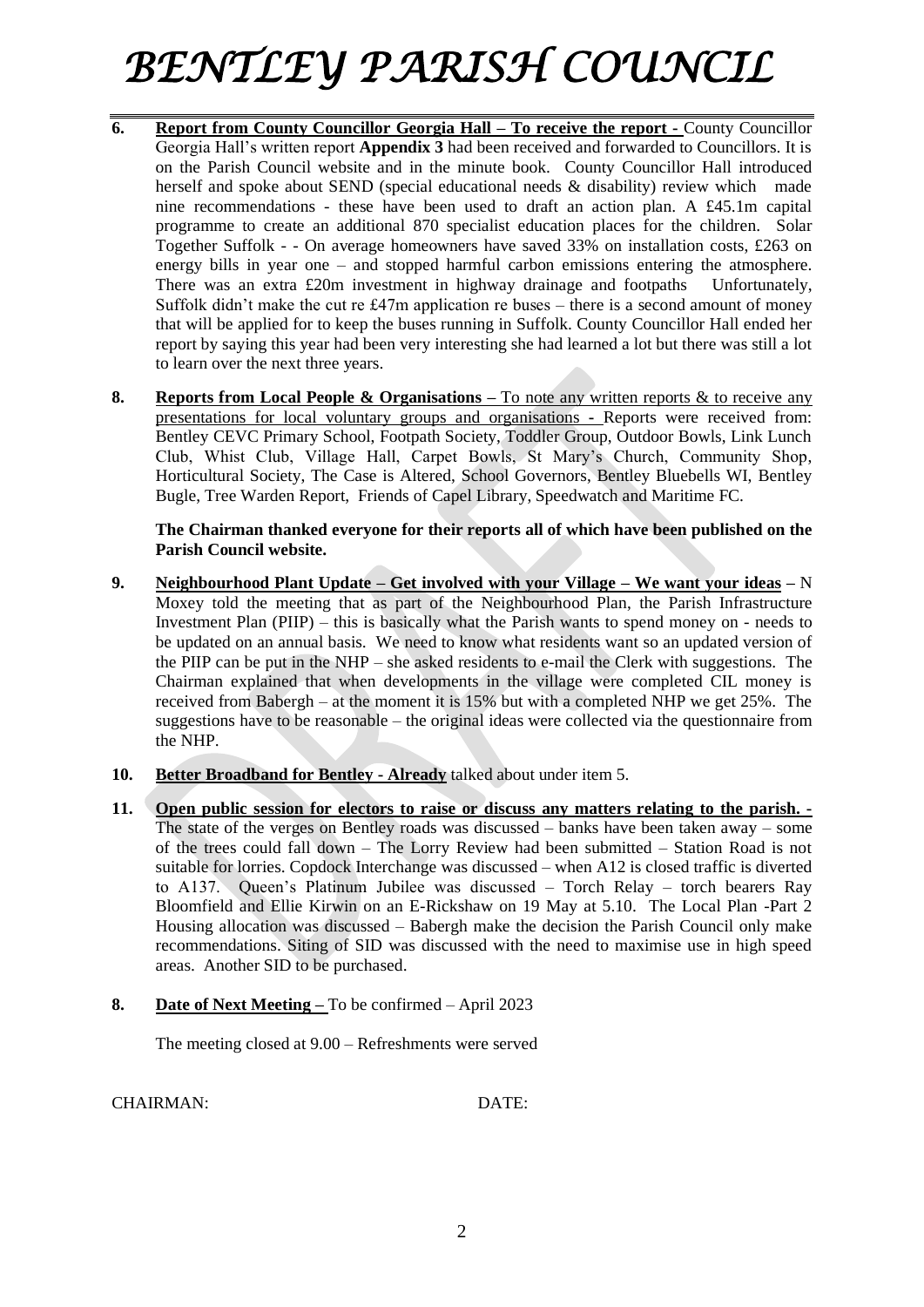# *BENTLEY PARISH COUNCIL*

**6.** **Report from County Councillor Georgia Hall – To receive the report -** County Councillor Georgia Hall's written report **Appendix 3** had been received and forwarded to Councillors. It is on the Parish Council website and in the minute book. County Councillor Hall introduced herself and spoke about SEND (special educational needs & disability) review which made nine recommendations - these have been used to draft an action plan. A £45.1m capital programme to create an additional 870 specialist education places for the children. Solar Together Suffolk - - On average homeowners have saved 33% on installation costs, £263 on energy bills in year one – and stopped harmful carbon emissions entering the atmosphere. There was an extra £20m investment in highway drainage and footpaths Unfortunately, Suffolk didn't make the cut re £47m application re buses – there is a second amount of money that will be applied for to keep the buses running in Suffolk. County Councillor Hall ended her report by saying this year had been very interesting she had learned a lot but there was still a lot to learn over the next three years.

**8.** **Reports from Local People & Organisations –** To note any written reports & to receive any presentations for local voluntary groups and organisations - Reports were received from: Bentley CEVC Primary School, Footpath Society, Toddler Group, Outdoor Bowls, Link Lunch Club, Whist Club, Village Hall, Carpet Bowls, St Mary's Church, Community Shop, Horticultural Society, The Case is Altered, School Governors, Bentley Bluebells WI, Bentley Bugle, Tree Warden Report, Friends of Capel Library, Speedwatch and Maritime FC.

**The Chairman thanked everyone for their reports all of which have been published on the Parish Council website.**

**9.** **Neighbourhood Plant Update – Get involved with your Village – We want your ideas –** N Moxey told the meeting that as part of the Neighbourhood Plan, the Parish Infrastructure Investment Plan (PIIP) – this is basically what the Parish wants to spend money on - needs to be updated on an annual basis. We need to know what residents want so an updated version of the PIIP can be put in the NHP – she asked residents to e-mail the Clerk with suggestions. The Chairman explained that when developments in the village were completed CIL money is received from Babergh – at the moment it is 15% but with a completed NHP we get 25%. The suggestions have to be reasonable – the original ideas were collected via the questionnaire from the NHP.

**10.** **Better Broadband for Bentley - Already** talked about under item 5.

**11.** **Open public session for electors to raise or discuss any matters relating to the parish. -** The state of the verges on Bentley roads was discussed – banks have been taken away – some of the trees could fall down – The Lorry Review had been submitted – Station Road is not suitable for lorries. Copdock Interchange was discussed – when A12 is closed traffic is diverted to A137. Queen's Platinum Jubilee was discussed – Torch Relay – torch bearers Ray Bloomfield and Ellie Kirwin on an E-Rickshaw on 19 May at 5.10. The Local Plan -Part 2 Housing allocation was discussed – Babergh make the decision the Parish Council only make recommendations. Siting of SID was discussed with the need to maximise use in high speed areas. Another SID to be purchased.

**8.** **Date of Next Meeting –** To be confirmed – April 2023

The meeting closed at 9.00 – Refreshments were served

CHAIRMAN: DATE: